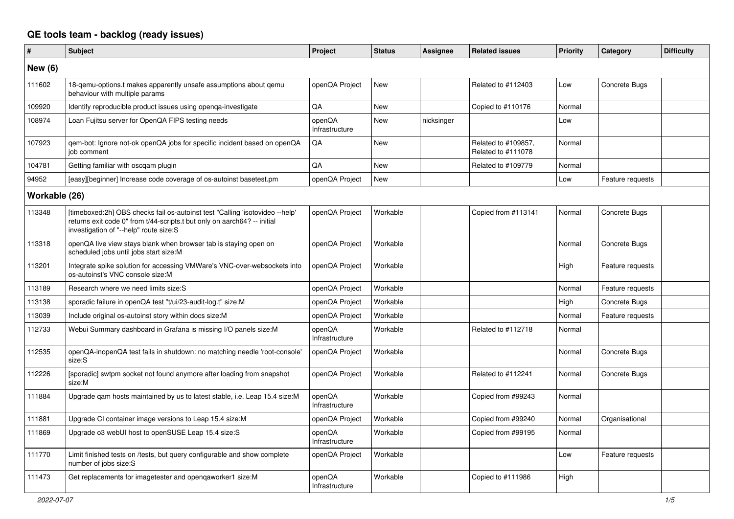# QE tools team - backlog (ready issues)

| # | Subject | Project | Status | Assignee | Related issues | Priority | Category | Difficulty |
|---|---|---|---|---|---|---|---|---|
| **New (6)** | | | | | | | | |
| 111602 | 18-qemu-options.t makes apparently unsafe assumptions about qemu behaviour with multiple params | openQA Project | New | | Related to #112403 | Low | Concrete Bugs | |
| 109920 | Identify reproducible product issues using openqa-investigate | QA | New | | Copied to #110176 | Normal | | |
| 108974 | Loan Fujitsu server for OpenQA FIPS testing needs | openQA Infrastructure | New | nicksinger | | Low | | |
| 107923 | qem-bot: Ignore not-ok openQA jobs for specific incident based on openQA job comment | QA | New | | Related to #109857, Related to #111078 | Normal | | |
| 104781 | Getting familiar with oscqam plugin | QA | New | | Related to #109779 | Normal | | |
| 94952 | [easy][beginner] Increase code coverage of os-autoinst basetest.pm | openQA Project | New | | | Low | Feature requests | |
| **Workable (26)** | | | | | | | | |
| 113348 | [timeboxed:2h] OBS checks fail os-autoinst test "Calling 'isotovideo --help' returns exit code 0" from t/44-scripts.t but only on aarch64? -- initial investigation of "--help" route size:S | openQA Project | Workable | | Copied from #113141 | Normal | Concrete Bugs | |
| 113318 | openQA live view stays blank when browser tab is staying open on scheduled jobs until jobs start size:M | openQA Project | Workable | | | Normal | Concrete Bugs | |
| 113201 | Integrate spike solution for accessing VMWare's VNC-over-websockets into os-autoinst's VNC console size:M | openQA Project | Workable | | | High | Feature requests | |
| 113189 | Research where we need limits size:S | openQA Project | Workable | | | Normal | Feature requests | |
| 113138 | sporadic failure in openQA test "t/ui/23-audit-log.t" size:M | openQA Project | Workable | | | High | Concrete Bugs | |
| 113039 | Include original os-autoinst story within docs size:M | openQA Project | Workable | | | Normal | Feature requests | |
| 112733 | Webui Summary dashboard in Grafana is missing I/O panels size:M | openQA Infrastructure | Workable | | Related to #112718 | Normal | | |
| 112535 | openQA-inopenQA test fails in shutdown: no matching needle 'root-console' size:S | openQA Project | Workable | | | Normal | Concrete Bugs | |
| 112226 | [sporadic] swtpm socket not found anymore after loading from snapshot size:M | openQA Project | Workable | | Related to #112241 | Normal | Concrete Bugs | |
| 111884 | Upgrade qam hosts maintained by us to latest stable, i.e. Leap 15.4 size:M | openQA Infrastructure | Workable | | Copied from #99243 | Normal | | |
| 111881 | Upgrade CI container image versions to Leap 15.4 size:M | openQA Project | Workable | | Copied from #99240 | Normal | Organisational | |
| 111869 | Upgrade o3 webUI host to openSUSE Leap 15.4 size:S | openQA Infrastructure | Workable | | Copied from #99195 | Normal | | |
| 111770 | Limit finished tests on /tests, but query configurable and show complete number of jobs size:S | openQA Project | Workable | | | Low | Feature requests | |
| 111473 | Get replacements for imagetester and openqaworker1 size:M | openQA Infrastructure | Workable | | Copied to #111986 | High | | |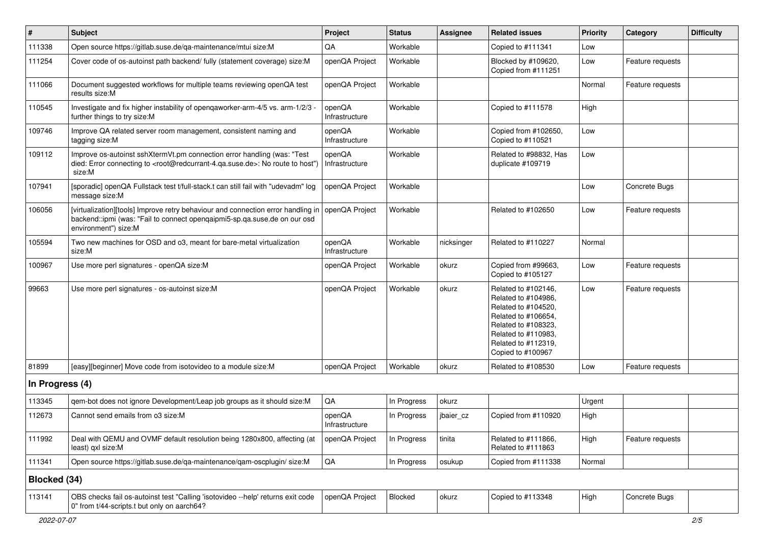| # | Subject | Project | Status | Assignee | Related issues | Priority | Category | Difficulty |
|---|---|---|---|---|---|---|---|---|
| 111338 | Open source https://gitlab.suse.de/qa-maintenance/mtui size:M | QA | Workable | | Copied to #111341 | Low | | |
| 111254 | Cover code of os-autoinst path backend/ fully (statement coverage) size:M | openQA Project | Workable | | Blocked by #109620, Copied from #111251 | Low | Feature requests | |
| 111066 | Document suggested workflows for multiple teams reviewing openQA test results size:M | openQA Project | Workable | | | Normal | Feature requests | |
| 110545 | Investigate and fix higher instability of openqaworker-arm-4/5 vs. arm-1/2/3 - further things to try size:M | openQA Infrastructure | Workable | | Copied to #111578 | High | | |
| 109746 | Improve QA related server room management, consistent naming and tagging size:M | openQA Infrastructure | Workable | | Copied from #102650, Copied to #110521 | Low | | |
| 109112 | Improve os-autoinst sshXtermVt.pm connection error handling (was: "Test died: Error connecting to <root@redcurrant-4.qa.suse.de>: No route to host") size:M | openQA Infrastructure | Workable | | Related to #98832, Has duplicate #109719 | Low | | |
| 107941 | [sporadic] openQA Fullstack test t/full-stack.t can still fail with "udevadm" log message size:M | openQA Project | Workable | | | Low | Concrete Bugs | |
| 106056 | [virtualization][tools] Improve retry behaviour and connection error handling in backend::ipmi (was: "Fail to connect openqaipmi5-sp.qa.suse.de on our osd environment") size:M | openQA Project | Workable | | Related to #102650 | Low | Feature requests | |
| 105594 | Two new machines for OSD and o3, meant for bare-metal virtualization size:M | openQA Infrastructure | Workable | nicksinger | Related to #110227 | Normal | | |
| 100967 | Use more perl signatures - openQA size:M | openQA Project | Workable | okurz | Copied from #99663, Copied to #105127 | Low | Feature requests | |
| 99663 | Use more perl signatures - os-autoinst size:M | openQA Project | Workable | okurz | Related to #102146, Related to #104986, Related to #104520, Related to #106654, Related to #108323, Related to #110983, Related to #112319, Copied to #100967 | Low | Feature requests | |
| 81899 | [easy][beginner] Move code from isotovideo to a module size:M | openQA Project | Workable | okurz | Related to #108530 | Low | Feature requests | |
| **In Progress (4)** | | | | | | | | |
| 113345 | qem-bot does not ignore Development/Leap job groups as it should size:M | QA | In Progress | okurz | | Urgent | | |
| 112673 | Cannot send emails from o3 size:M | openQA Infrastructure | In Progress | jbaier_cz | Copied from #110920 | High | | |
| 111992 | Deal with QEMU and OVMF default resolution being 1280x800, affecting (at least) qxl size:M | openQA Project | In Progress | tinita | Related to #111866, Related to #111863 | High | Feature requests | |
| 111341 | Open source https://gitlab.suse.de/qa-maintenance/qam-oscplugin/ size:M | QA | In Progress | osukup | Copied from #111338 | Normal | | |
| **Blocked (34)** | | | | | | | | |
| 113141 | OBS checks fail os-autoinst test "Calling 'isotovideo --help' returns exit code 0" from t/44-scripts.t but only on aarch64? | openQA Project | Blocked | okurz | Copied to #113348 | High | Concrete Bugs | |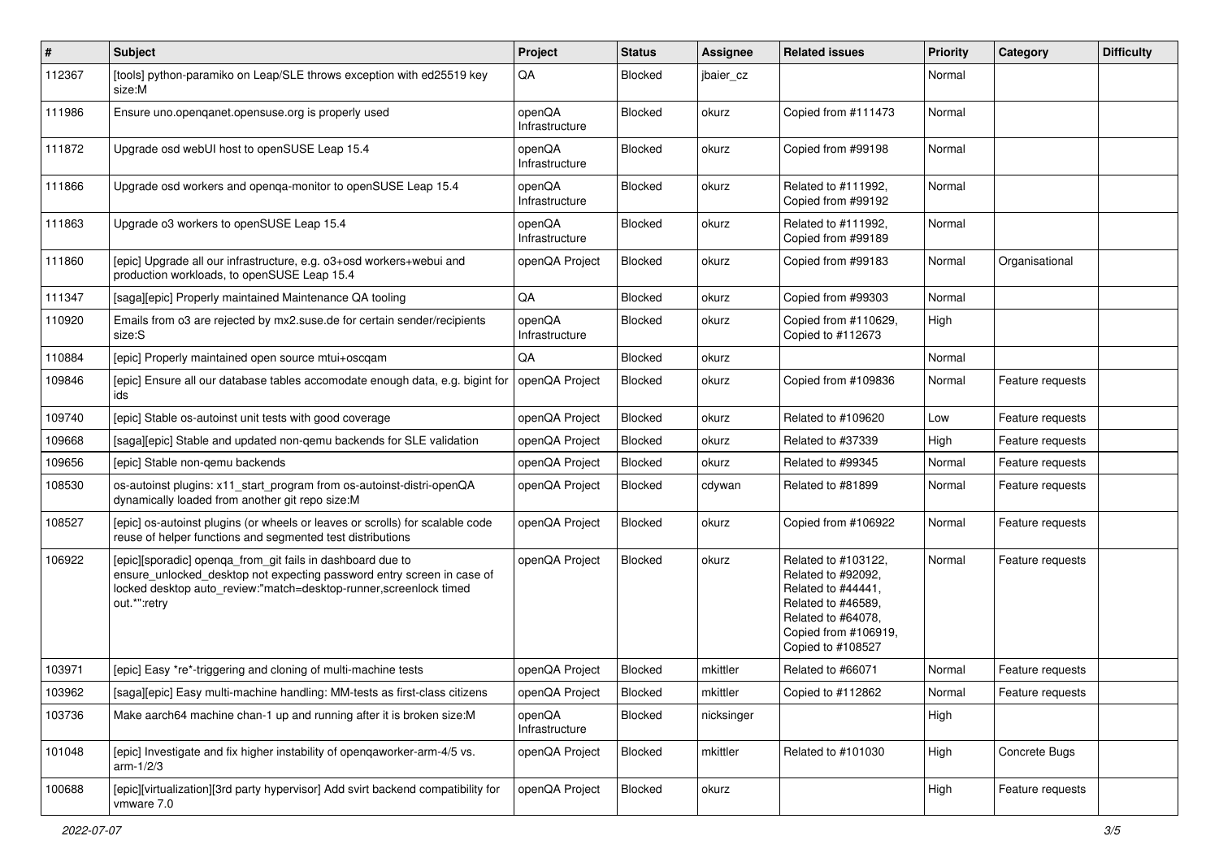| # | Subject | Project | Status | Assignee | Related issues | Priority | Category | Difficulty |
|---|---|---|---|---|---|---|---|---|
| 112367 | [tools] python-paramiko on Leap/SLE throws exception with ed25519 key size:M | QA | Blocked | jbaier_cz | | Normal | | |
| 111986 | Ensure uno.openqanet.opensuse.org is properly used | openQA Infrastructure | Blocked | okurz | Copied from #111473 | Normal | | |
| 111872 | Upgrade osd webUI host to openSUSE Leap 15.4 | openQA Infrastructure | Blocked | okurz | Copied from #99198 | Normal | | |
| 111866 | Upgrade osd workers and openqa-monitor to openSUSE Leap 15.4 | openQA Infrastructure | Blocked | okurz | Related to #111992, Copied from #99192 | Normal | | |
| 111863 | Upgrade o3 workers to openSUSE Leap 15.4 | openQA Infrastructure | Blocked | okurz | Related to #111992, Copied from #99189 | Normal | | |
| 111860 | [epic] Upgrade all our infrastructure, e.g. o3+osd workers+webui and production workloads, to openSUSE Leap 15.4 | openQA Project | Blocked | okurz | Copied from #99183 | Normal | Organisational | |
| 111347 | [saga][epic] Properly maintained Maintenance QA tooling | QA | Blocked | okurz | Copied from #99303 | Normal | | |
| 110920 | Emails from o3 are rejected by mx2.suse.de for certain sender/recipients size:S | openQA Infrastructure | Blocked | okurz | Copied from #110629, Copied to #112673 | High | | |
| 110884 | [epic] Properly maintained open source mtui+oscqam | QA | Blocked | okurz | | Normal | | |
| 109846 | [epic] Ensure all our database tables accomodate enough data, e.g. bigint for ids | openQA Project | Blocked | okurz | Copied from #109836 | Normal | Feature requests | |
| 109740 | [epic] Stable os-autoinst unit tests with good coverage | openQA Project | Blocked | okurz | Related to #109620 | Low | Feature requests | |
| 109668 | [saga][epic] Stable and updated non-qemu backends for SLE validation | openQA Project | Blocked | okurz | Related to #37339 | High | Feature requests | |
| 109656 | [epic] Stable non-qemu backends | openQA Project | Blocked | okurz | Related to #99345 | Normal | Feature requests | |
| 108530 | os-autoinst plugins: x11_start_program from os-autoinst-distri-openQA dynamically loaded from another git repo size:M | openQA Project | Blocked | cdywan | Related to #81899 | Normal | Feature requests | |
| 108527 | [epic] os-autoinst plugins (or wheels or leaves or scrolls) for scalable code reuse of helper functions and segmented test distributions | openQA Project | Blocked | okurz | Copied from #106922 | Normal | Feature requests | |
| 106922 | [epic][sporadic] openqa_from_git fails in dashboard due to ensure_unlocked_desktop not expecting password entry screen in case of locked desktop auto_review:"match=desktop-runner,screenlock timed out.*":retry | openQA Project | Blocked | okurz | Related to #103122, Related to #92092, Related to #44441, Related to #46589, Related to #64078, Copied from #106919, Copied to #108527 | Normal | Feature requests | |
| 103971 | [epic] Easy *re*-triggering and cloning of multi-machine tests | openQA Project | Blocked | mkittler | Related to #66071 | Normal | Feature requests | |
| 103962 | [saga][epic] Easy multi-machine handling: MM-tests as first-class citizens | openQA Project | Blocked | mkittler | Copied to #112862 | Normal | Feature requests | |
| 103736 | Make aarch64 machine chan-1 up and running after it is broken size:M | openQA Infrastructure | Blocked | nicksinger | | High | | |
| 101048 | [epic] Investigate and fix higher instability of openqaworker-arm-4/5 vs. arm-1/2/3 | openQA Project | Blocked | mkittler | Related to #101030 | High | Concrete Bugs | |
| 100688 | [epic][virtualization][3rd party hypervisor] Add svirt backend compatibility for vmware 7.0 | openQA Project | Blocked | okurz | | High | Feature requests | |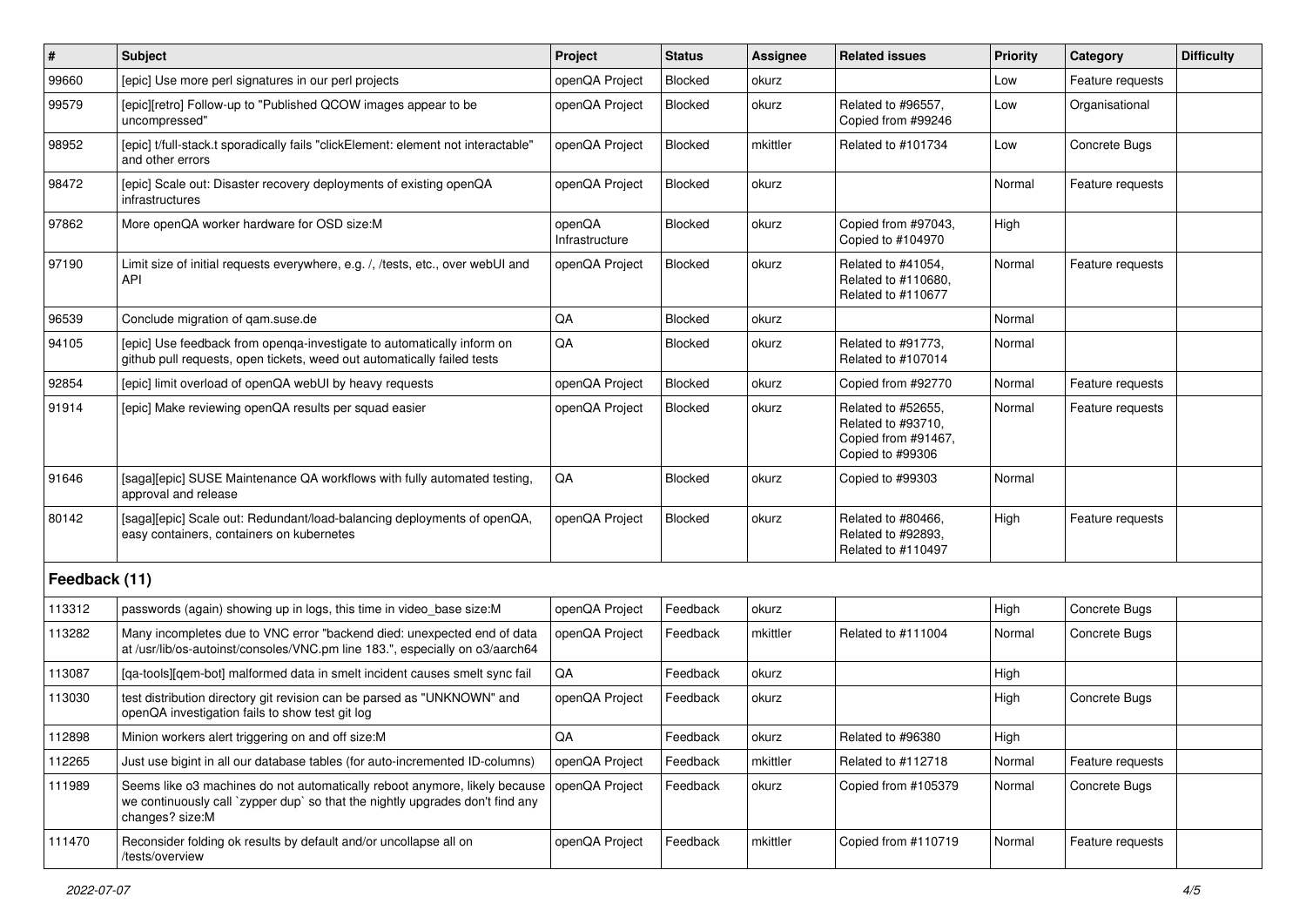| # | Subject | Project | Status | Assignee | Related issues | Priority | Category | Difficulty |
|---|---|---|---|---|---|---|---|---|
| 99660 | [epic] Use more perl signatures in our perl projects | openQA Project | Blocked | okurz | | Low | Feature requests | |
| 99579 | [epic][retro] Follow-up to "Published QCOW images appear to be uncompressed" | openQA Project | Blocked | okurz | Related to #96557, Copied from #99246 | Low | Organisational | |
| 98952 | [epic] t/full-stack.t sporadically fails "clickElement: element not interactable" and other errors | openQA Project | Blocked | mkittler | Related to #101734 | Low | Concrete Bugs | |
| 98472 | [epic] Scale out: Disaster recovery deployments of existing openQA infrastructures | openQA Project | Blocked | okurz | | Normal | Feature requests | |
| 97862 | More openQA worker hardware for OSD size:M | openQA Infrastructure | Blocked | okurz | Copied from #97043, Copied to #104970 | High | | |
| 97190 | Limit size of initial requests everywhere, e.g. /, /tests, etc., over webUI and API | openQA Project | Blocked | okurz | Related to #41054, Related to #110680, Related to #110677 | Normal | Feature requests | |
| 96539 | Conclude migration of qam.suse.de | QA | Blocked | okurz | | Normal | | |
| 94105 | [epic] Use feedback from openqa-investigate to automatically inform on github pull requests, open tickets, weed out automatically failed tests | QA | Blocked | okurz | Related to #91773, Related to #107014 | Normal | | |
| 92854 | [epic] limit overload of openQA webUI by heavy requests | openQA Project | Blocked | okurz | Copied from #92770 | Normal | Feature requests | |
| 91914 | [epic] Make reviewing openQA results per squad easier | openQA Project | Blocked | okurz | Related to #52655, Related to #93710, Copied from #91467, Copied to #99306 | Normal | Feature requests | |
| 91646 | [saga][epic] SUSE Maintenance QA workflows with fully automated testing, approval and release | QA | Blocked | okurz | Copied to #99303 | Normal | | |
| 80142 | [saga][epic] Scale out: Redundant/load-balancing deployments of openQA, easy containers, containers on kubernetes | openQA Project | Blocked | okurz | Related to #80466, Related to #92893, Related to #110497 | High | Feature requests | |
| **Feedback (11)** | | | | | | | | |
| 113312 | passwords (again) showing up in logs, this time in video_base size:M | openQA Project | Feedback | okurz | | High | Concrete Bugs | |
| 113282 | Many incompletes due to VNC error "backend died: unexpected end of data at /usr/lib/os-autoinst/consoles/VNC.pm line 183.", especially on o3/aarch64 | openQA Project | Feedback | mkittler | Related to #111004 | Normal | Concrete Bugs | |
| 113087 | [qa-tools][qem-bot] malformed data in smelt incident causes smelt sync fail | QA | Feedback | okurz | | High | | |
| 113030 | test distribution directory git revision can be parsed as "UNKNOWN" and openQA investigation fails to show test git log | openQA Project | Feedback | okurz | | High | Concrete Bugs | |
| 112898 | Minion workers alert triggering on and off size:M | QA | Feedback | okurz | Related to #96380 | High | | |
| 112265 | Just use bigint in all our database tables (for auto-incremented ID-columns) | openQA Project | Feedback | mkittler | Related to #112718 | Normal | Feature requests | |
| 111989 | Seems like o3 machines do not automatically reboot anymore, likely because we continuously call `zypper dup` so that the nightly upgrades don't find any changes? size:M | openQA Project | Feedback | okurz | Copied from #105379 | Normal | Concrete Bugs | |
| 111470 | Reconsider folding ok results by default and/or uncollapse all on /tests/overview | openQA Project | Feedback | mkittler | Copied from #110719 | Normal | Feature requests | |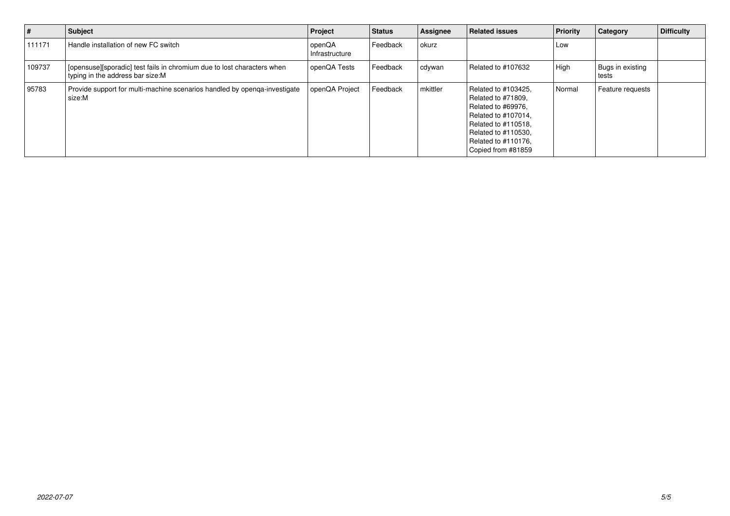| # | Subject | Project | Status | Assignee | Related issues | Priority | Category | Difficulty |
|---|---|---|---|---|---|---|---|---|
| 111171 | Handle installation of new FC switch | openQA Infrastructure | Feedback | okurz | | Low | | |
| 109737 | [opensuse][sporadic] test fails in chromium due to lost characters when typing in the address bar size:M | openQA Tests | Feedback | cdywan | Related to #107632 | High | Bugs in existing tests | |
| 95783 | Provide support for multi-machine scenarios handled by openqa-investigate size:M | openQA Project | Feedback | mkittler | Related to #103425, Related to #71809, Related to #69976, Related to #107014, Related to #110518, Related to #110530, Related to #110176, Copied from #81859 | Normal | Feature requests | |